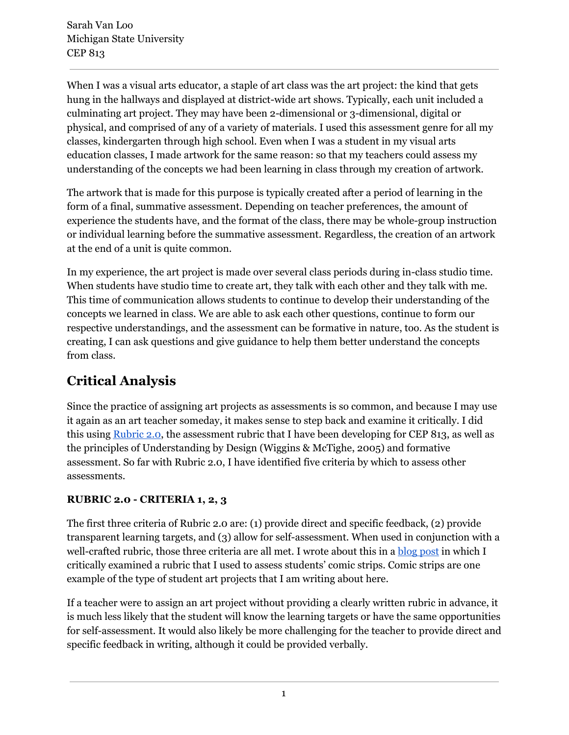Sarah Van Loo
Michigan State University
CEP 813

When I was a visual arts educator, a staple of art class was the art project: the kind that gets hung in the hallways and displayed at district-wide art shows. Typically, each unit included a culminating art project. They may have been 2-dimensional or 3-dimensional, digital or physical, and comprised of any of a variety of materials. I used this assessment genre for all my classes, kindergarten through high school. Even when I was a student in my visual arts education classes, I made artwork for the same reason: so that my teachers could assess my understanding of the concepts we had been learning in class through my creation of artwork.

The artwork that is made for this purpose is typically created after a period of learning in the form of a final, summative assessment. Depending on teacher preferences, the amount of experience the students have, and the format of the class, there may be whole-group instruction or individual learning before the summative assessment. Regardless, the creation of an artwork at the end of a unit is quite common.

In my experience, the art project is made over several class periods during in-class studio time. When students have studio time to create art, they talk with each other and they talk with me. This time of communication allows students to continue to develop their understanding of the concepts we learned in class. We are able to ask each other questions, continue to form our respective understandings, and the assessment can be formative in nature, too. As the student is creating, I can ask questions and give guidance to help them better understand the concepts from class.

## Critical Analysis

Since the practice of assigning art projects as assessments is so common, and because I may use it again as an art teacher someday, it makes sense to step back and examine it critically. I did this using Rubric 2.0, the assessment rubric that I have been developing for CEP 813, as well as the principles of Understanding by Design (Wiggins & McTighe, 2005) and formative assessment. So far with Rubric 2.0, I have identified five criteria by which to assess other assessments.

### RUBRIC 2.0 - CRITERIA 1, 2, 3

The first three criteria of Rubric 2.0 are: (1) provide direct and specific feedback, (2) provide transparent learning targets, and (3) allow for self-assessment. When used in conjunction with a well-crafted rubric, those three criteria are all met. I wrote about this in a blog post in which I critically examined a rubric that I used to assess students' comic strips. Comic strips are one example of the type of student art projects that I am writing about here.

If a teacher were to assign an art project without providing a clearly written rubric in advance, it is much less likely that the student will know the learning targets or have the same opportunities for self-assessment. It would also likely be more challenging for the teacher to provide direct and specific feedback in writing, although it could be provided verbally.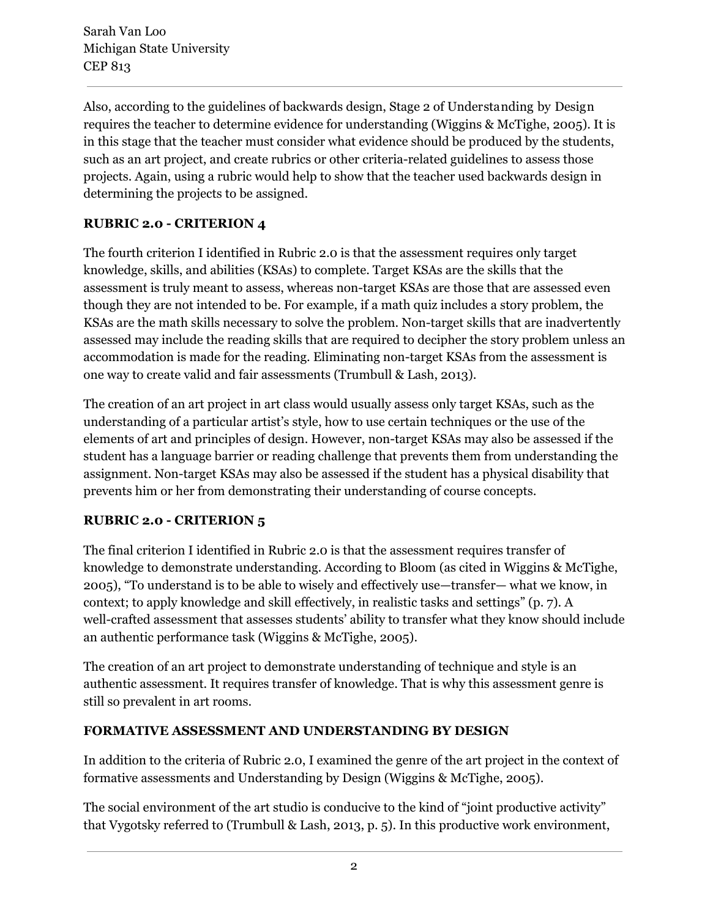Also, according to the guidelines of backwards design, Stage 2 of Understanding by Design requires the teacher to determine evidence for understanding (Wiggins & McTighe, 2005). It is in this stage that the teacher must consider what evidence should be produced by the students, such as an art project, and create rubrics or other criteria-related guidelines to assess those projects. Again, using a rubric would help to show that the teacher used backwards design in determining the projects to be assigned.

**RUBRIC 2.0 - CRITERION 4**

The fourth criterion I identified in Rubric 2.0 is that the assessment requires only target knowledge, skills, and abilities (KSAs) to complete. Target KSAs are the skills that the assessment is truly meant to assess, whereas non-target KSAs are those that are assessed even though they are not intended to be. For example, if a math quiz includes a story problem, the KSAs are the math skills necessary to solve the problem. Non-target skills that are inadvertently assessed may include the reading skills that are required to decipher the story problem unless an accommodation is made for the reading. Eliminating non-target KSAs from the assessment is one way to create valid and fair assessments (Trumbull & Lash, 2013).

The creation of an art project in art class would usually assess only target KSAs, such as the understanding of a particular artist's style, how to use certain techniques or the use of the elements of art and principles of design. However, non-target KSAs may also be assessed if the student has a language barrier or reading challenge that prevents them from understanding the assignment. Non-target KSAs may also be assessed if the student has a physical disability that prevents him or her from demonstrating their understanding of course concepts.

**RUBRIC 2.0 - CRITERION 5**

The final criterion I identified in Rubric 2.0 is that the assessment requires transfer of knowledge to demonstrate understanding. According to Bloom (as cited in Wiggins & McTighe, 2005), "To understand is to be able to wisely and effectively use—transfer— what we know, in context; to apply knowledge and skill effectively, in realistic tasks and settings" (p. 7). A well-crafted assessment that assesses students' ability to transfer what they know should include an authentic performance task (Wiggins & McTighe, 2005).

The creation of an art project to demonstrate understanding of technique and style is an authentic assessment. It requires transfer of knowledge. That is why this assessment genre is still so prevalent in art rooms.

**FORMATIVE ASSESSMENT AND UNDERSTANDING BY DESIGN**

In addition to the criteria of Rubric 2.0, I examined the genre of the art project in the context of formative assessments and Understanding by Design (Wiggins & McTighe, 2005).

The social environment of the art studio is conducive to the kind of "joint productive activity" that Vygotsky referred to (Trumbull & Lash, 2013, p. 5). In this productive work environment,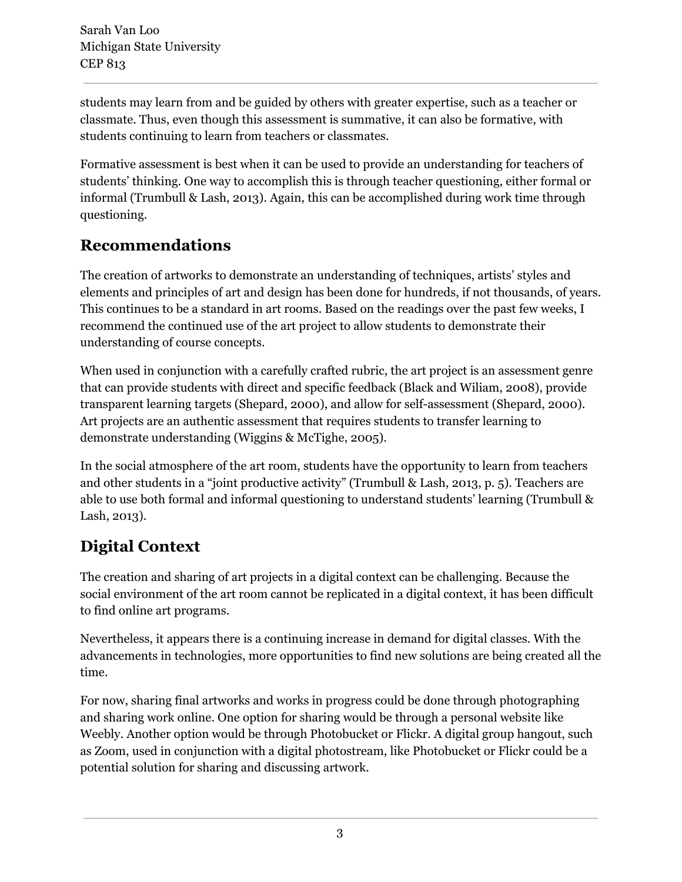students may learn from and be guided by others with greater expertise, such as a teacher or classmate. Thus, even though this assessment is summative, it can also be formative, with students continuing to learn from teachers or classmates.

Formative assessment is best when it can be used to provide an understanding for teachers of students' thinking. One way to accomplish this is through teacher questioning, either formal or informal (Trumbull & Lash, 2013). Again, this can be accomplished during work time through questioning.

## Recommendations

The creation of artworks to demonstrate an understanding of techniques, artists' styles and elements and principles of art and design has been done for hundreds, if not thousands, of years. This continues to be a standard in art rooms. Based on the readings over the past few weeks, I recommend the continued use of the art project to allow students to demonstrate their understanding of course concepts.

When used in conjunction with a carefully crafted rubric, the art project is an assessment genre that can provide students with direct and specific feedback (Black and Wiliam, 2008), provide transparent learning targets (Shepard, 2000), and allow for self-assessment (Shepard, 2000). Art projects are an authentic assessment that requires students to transfer learning to demonstrate understanding (Wiggins & McTighe, 2005).

In the social atmosphere of the art room, students have the opportunity to learn from teachers and other students in a "joint productive activity" (Trumbull & Lash, 2013, p. 5). Teachers are able to use both formal and informal questioning to understand students' learning (Trumbull & Lash, 2013).

## Digital Context

The creation and sharing of art projects in a digital context can be challenging. Because the social environment of the art room cannot be replicated in a digital context, it has been difficult to find online art programs.

Nevertheless, it appears there is a continuing increase in demand for digital classes. With the advancements in technologies, more opportunities to find new solutions are being created all the time.

For now, sharing final artworks and works in progress could be done through photographing and sharing work online. One option for sharing would be through a personal website like Weebly. Another option would be through Photobucket or Flickr. A digital group hangout, such as Zoom, used in conjunction with a digital photostream, like Photobucket or Flickr could be a potential solution for sharing and discussing artwork.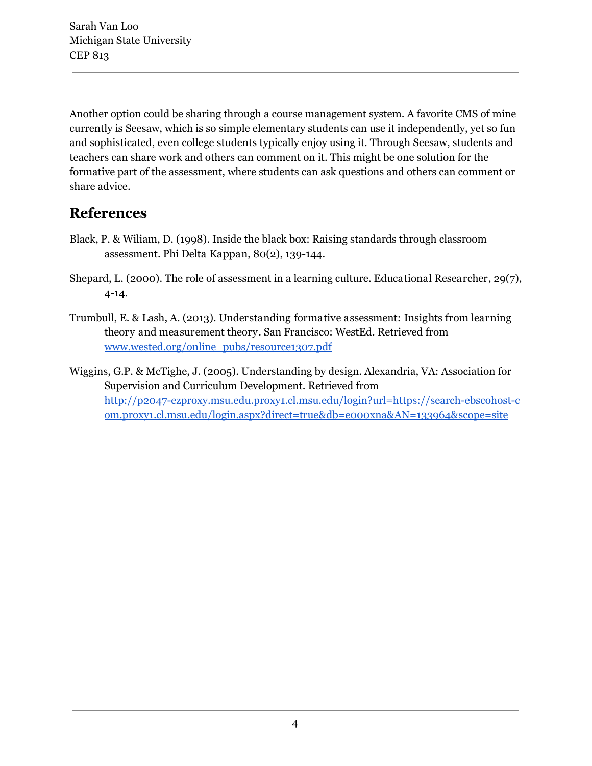Another option could be sharing through a course management system. A favorite CMS of mine currently is Seesaw, which is so simple elementary students can use it independently, yet so fun and sophisticated, even college students typically enjoy using it. Through Seesaw, students and teachers can share work and others can comment on it. This might be one solution for the formative part of the assessment, where students can ask questions and others can comment or share advice.

## References

Black, P. & Wiliam, D. (1998). Inside the black box: Raising standards through classroom assessment. Phi Delta Kappan, 80(2), 139-144.

Shepard, L. (2000). The role of assessment in a learning culture. Educational Researcher, 29(7), 4-14.

Trumbull, E. & Lash, A. (2013). Understanding formative assessment: Insights from learning theory and measurement theory. San Francisco: WestEd. Retrieved from [www.wested.org/online_pubs/resource1307.pdf](www.wested.org/online_pubs/resource1307.pdf)

Wiggins, G.P. & McTighe, J. (2005). Understanding by design. Alexandria, VA: Association for Supervision and Curriculum Development. Retrieved from [http://p2047-ezproxy.msu.edu.proxy1.cl.msu.edu/login?url=https://search-ebscohost-com.proxy1.cl.msu.edu/login.aspx?direct=true&db=e000xna&AN=133964&scope=site](http://p2047-ezproxy.msu.edu.proxy1.cl.msu.edu/login?url=https://search-ebscohost-com.proxy1.cl.msu.edu/login.aspx?direct=true&db=e000xna&AN=133964&scope=site)